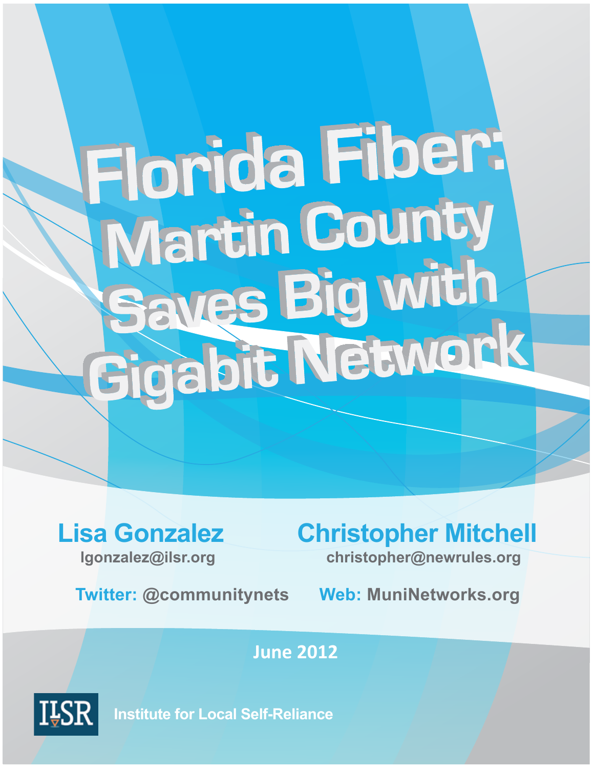# Florida Fiber: Martin County Saves Big with Gigabit Network

**Lisa Gonzalez**
lgonzalez@ilsr.org

**Christopher Mitchell**
christopher@newrules.org

**Twitter:** @communitynets

**Web:** MuniNetworks.org

**June 2012**

Institute for Local Self-Reliance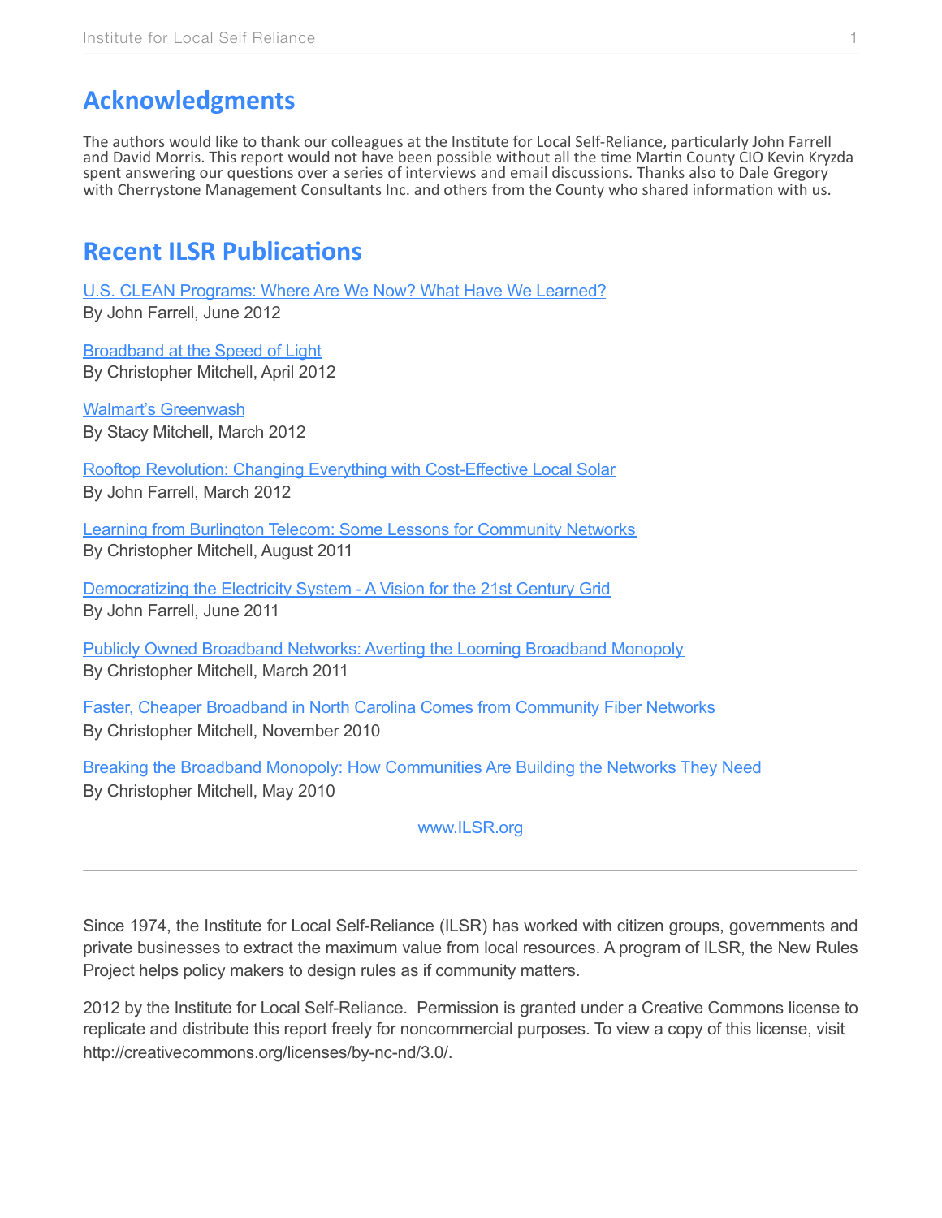## Acknowledgments

The authors would like to thank our colleagues at the Institute for Local Self-Reliance, particularly John Farrell and David Morris. This report would not have been possible without all the time Martin County CIO Kevin Kryzda spent answering our questions over a series of interviews and email discussions. Thanks also to Dale Gregory with Cherrystone Management Consultants Inc. and others from the County who shared information with us.

## Recent ILSR Publications

U.S. CLEAN Programs: Where Are We Now? What Have We Learned?
By John Farrell, June 2012

Broadband at the Speed of Light
By Christopher Mitchell, April 2012

Walmart's Greenwash
By Stacy Mitchell, March 2012

Rooftop Revolution: Changing Everything with Cost-Effective Local Solar
By John Farrell, March 2012

Learning from Burlington Telecom: Some Lessons for Community Networks
By Christopher Mitchell, August 2011

Democratizing the Electricity System - A Vision for the 21st Century Grid
By John Farrell, June 2011

Publicly Owned Broadband Networks: Averting the Looming Broadband Monopoly
By Christopher Mitchell, March 2011

Faster, Cheaper Broadband in North Carolina Comes from Community Fiber Networks
By Christopher Mitchell, November 2010

Breaking the Broadband Monopoly: How Communities Are Building the Networks They Need
By Christopher Mitchell, May 2010

www.ILSR.org

---

Since 1974, the Institute for Local Self-Reliance (ILSR) has worked with citizen groups, governments and private businesses to extract the maximum value from local resources. A program of ILSR, the New Rules Project helps policy makers to design rules as if community matters.

2012 by the Institute for Local Self-Reliance. Permission is granted under a Creative Commons license to replicate and distribute this report freely for noncommercial purposes. To view a copy of this license, visit http://creativecommons.org/licenses/by-nc-nd/3.0/.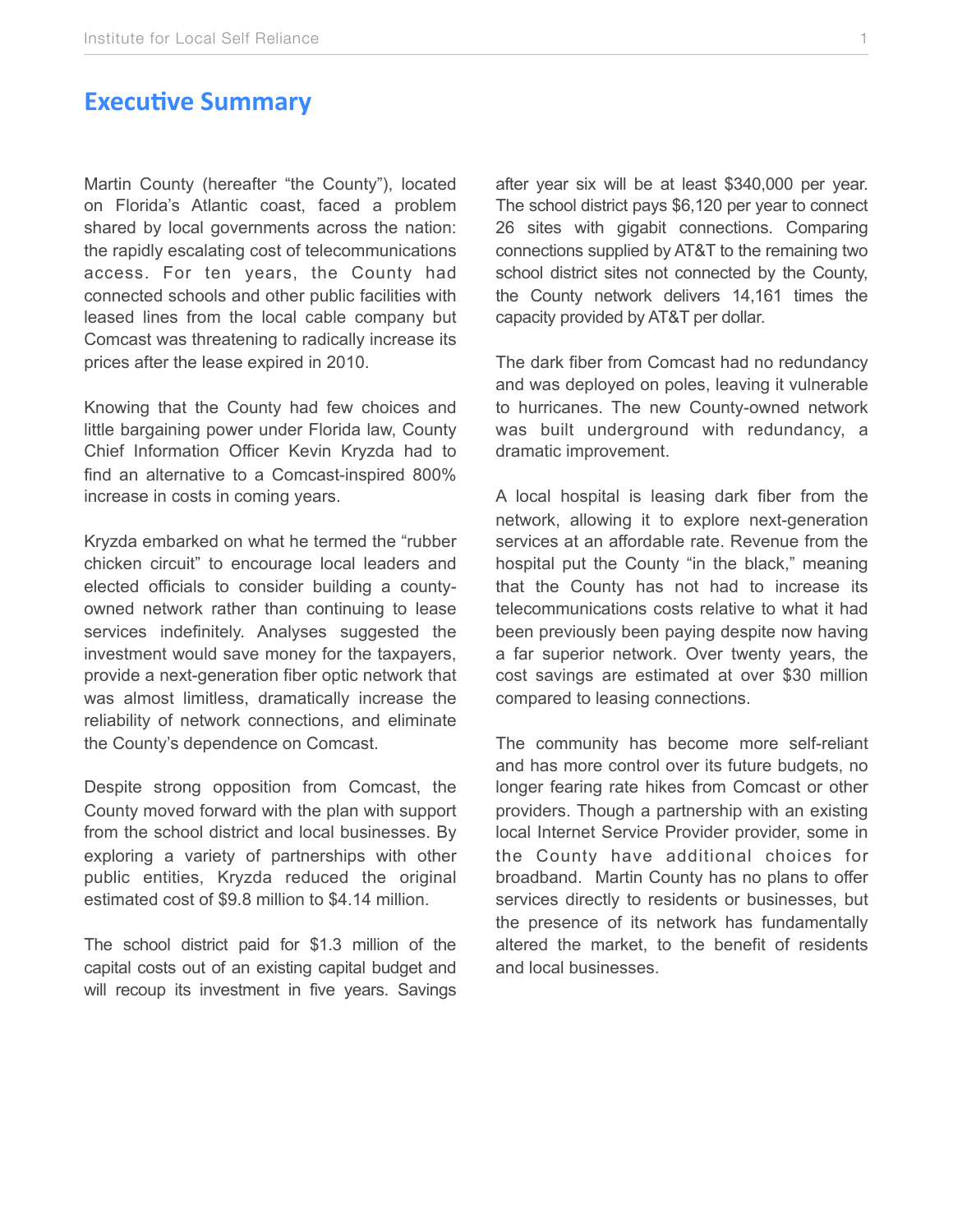## Executive Summary

Martin County (hereafter "the County"), located on Florida's Atlantic coast, faced a problem shared by local governments across the nation: the rapidly escalating cost of telecommunications access. For ten years, the County had connected schools and other public facilities with leased lines from the local cable company but Comcast was threatening to radically increase its prices after the lease expired in 2010.

Knowing that the County had few choices and little bargaining power under Florida law, County Chief Information Officer Kevin Kryzda had to find an alternative to a Comcast-inspired 800% increase in costs in coming years.

Kryzda embarked on what he termed the "rubber chicken circuit" to encourage local leaders and elected officials to consider building a county-owned network rather than continuing to lease services indefinitely. Analyses suggested the investment would save money for the taxpayers, provide a next-generation fiber optic network that was almost limitless, dramatically increase the reliability of network connections, and eliminate the County's dependence on Comcast.

Despite strong opposition from Comcast, the County moved forward with the plan with support from the school district and local businesses. By exploring a variety of partnerships with other public entities, Kryzda reduced the original estimated cost of $9.8 million to $4.14 million.

The school district paid for $1.3 million of the capital costs out of an existing capital budget and will recoup its investment in five years. Savings after year six will be at least $340,000 per year. The school district pays $6,120 per year to connect 26 sites with gigabit connections. Comparing connections supplied by AT&T to the remaining two school district sites not connected by the County, the County network delivers 14,161 times the capacity provided by AT&T per dollar.

The dark fiber from Comcast had no redundancy and was deployed on poles, leaving it vulnerable to hurricanes. The new County-owned network was built underground with redundancy, a dramatic improvement.

A local hospital is leasing dark fiber from the network, allowing it to explore next-generation services at an affordable rate. Revenue from the hospital put the County "in the black," meaning that the County has not had to increase its telecommunications costs relative to what it had been previously been paying despite now having a far superior network. Over twenty years, the cost savings are estimated at over $30 million compared to leasing connections.

The community has become more self-reliant and has more control over its future budgets, no longer fearing rate hikes from Comcast or other providers. Though a partnership with an existing local Internet Service Provider provider, some in the County have additional choices for broadband. Martin County has no plans to offer services directly to residents or businesses, but the presence of its network has fundamentally altered the market, to the benefit of residents and local businesses.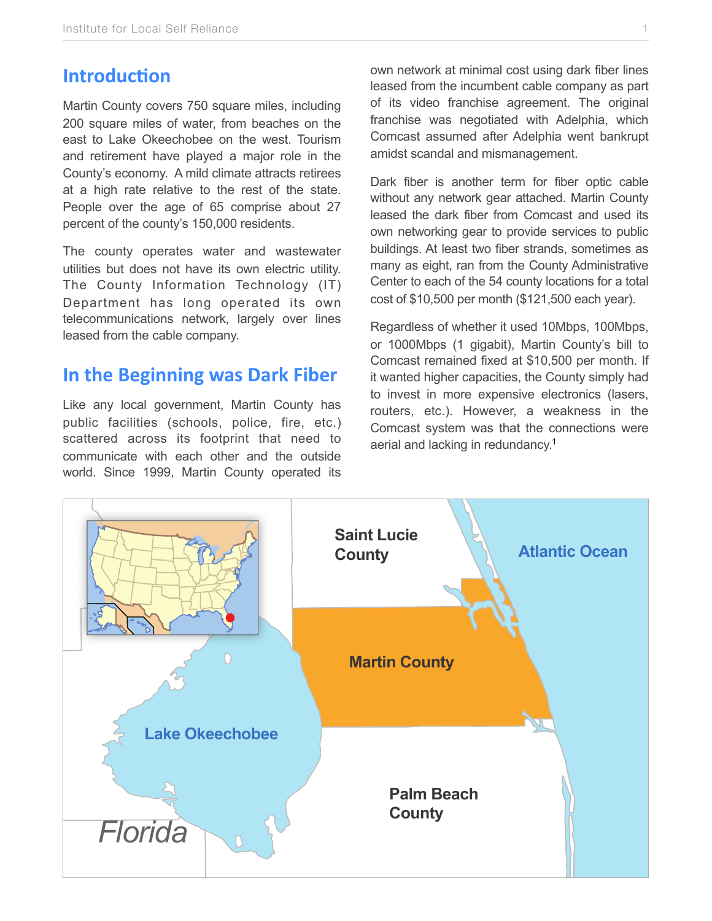## Introduction

Martin County covers 750 square miles, including 200 square miles of water, from beaches on the east to Lake Okeechobee on the west. Tourism and retirement have played a major role in the County's economy. A mild climate attracts retirees at a high rate relative to the rest of the state. People over the age of 65 comprise about 27 percent of the county's 150,000 residents.

The county operates water and wastewater utilities but does not have its own electric utility. The County Information Technology (IT) Department has long operated its own telecommunications network, largely over lines leased from the cable company.

## In the Beginning was Dark Fiber

Like any local government, Martin County has public facilities (schools, police, fire, etc.) scattered across its footprint that need to communicate with each other and the outside world. Since 1999, Martin County operated its own network at minimal cost using dark fiber lines leased from the incumbent cable company as part of its video franchise agreement. The original franchise was negotiated with Adelphia, which Comcast assumed after Adelphia went bankrupt amidst scandal and mismanagement.

Dark fiber is another term for fiber optic cable without any network gear attached. Martin County leased the dark fiber from Comcast and used its own networking gear to provide services to public buildings. At least two fiber strands, sometimes as many as eight, ran from the County Administrative Center to each of the 54 county locations for a total cost of $10,500 per month ($121,500 each year).

Regardless of whether it used 10Mbps, 100Mbps, or 1000Mbps (1 gigabit), Martin County's bill to Comcast remained fixed at $10,500 per month. If it wanted higher capacities, the County simply had to invest in more expensive electronics (lasers, routers, etc.). However, a weakness in the Comcast system was that the connections were aerial and lacking in redundancy.[1]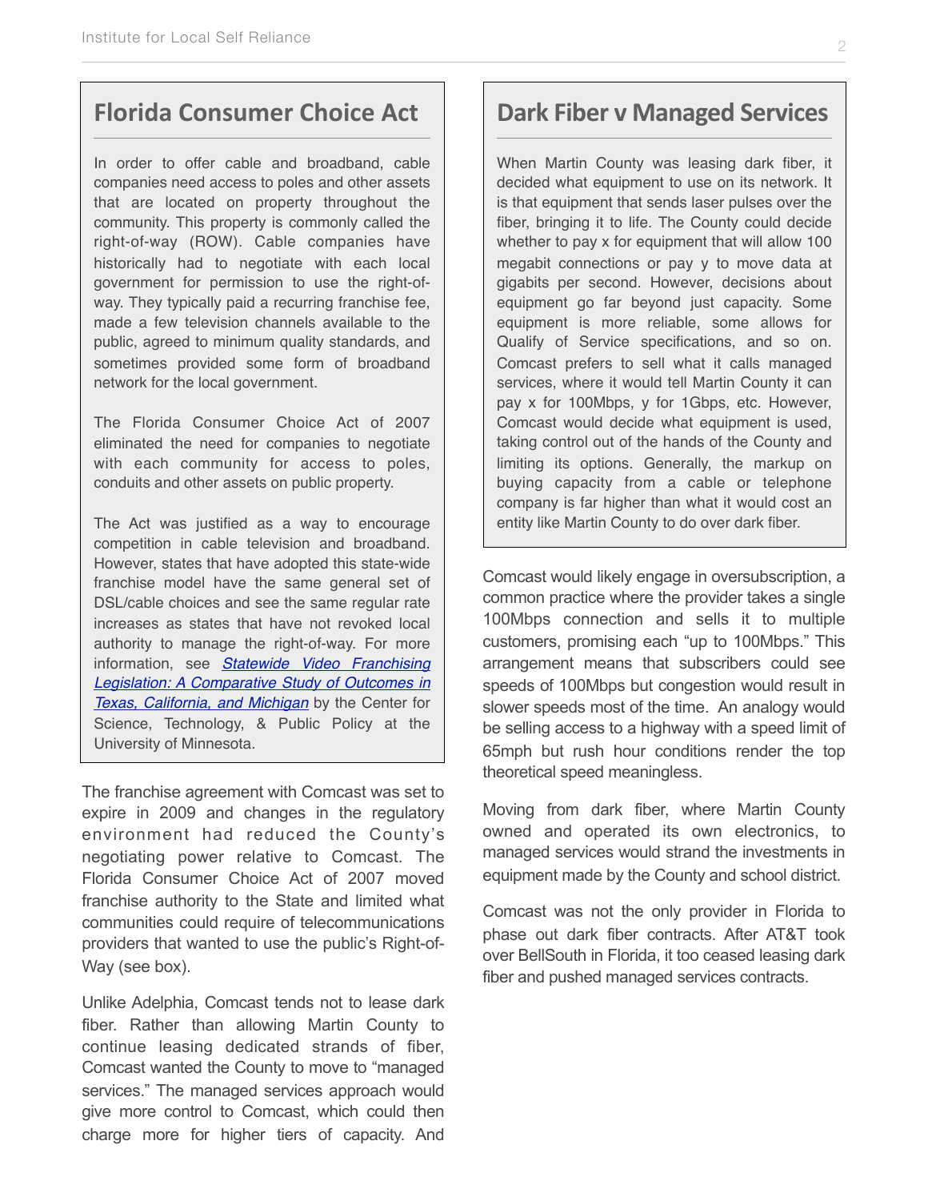## Florida Consumer Choice Act

In order to offer cable and broadband, cable companies need access to poles and other assets that are located on property throughout the community. This property is commonly called the right-of-way (ROW). Cable companies have historically had to negotiate with each local government for permission to use the right-of-way. They typically paid a recurring franchise fee, made a few television channels available to the public, agreed to minimum quality standards, and sometimes provided some form of broadband network for the local government.

The Florida Consumer Choice Act of 2007 eliminated the need for companies to negotiate with each community for access to poles, conduits and other assets on public property.

The Act was justified as a way to encourage competition in cable television and broadband. However, states that have adopted this state-wide franchise model have the same general set of DSL/cable choices and see the same regular rate increases as states that have not revoked local authority to manage the right-of-way. For more information, see *Statewide Video Franchising Legislation: A Comparative Study of Outcomes in Texas, California, and Michigan* by the Center for Science, Technology, & Public Policy at the University of Minnesota.

The franchise agreement with Comcast was set to expire in 2009 and changes in the regulatory environment had reduced the County's negotiating power relative to Comcast. The Florida Consumer Choice Act of 2007 moved franchise authority to the State and limited what communities could require of telecommunications providers that wanted to use the public's Right-of-Way (see box).

Unlike Adelphia, Comcast tends not to lease dark fiber. Rather than allowing Martin County to continue leasing dedicated strands of fiber, Comcast wanted the County to move to "managed services." The managed services approach would give more control to Comcast, which could then charge more for higher tiers of capacity. And

## Dark Fiber v Managed Services

When Martin County was leasing dark fiber, it decided what equipment to use on its network. It is that equipment that sends laser pulses over the fiber, bringing it to life. The County could decide whether to pay x for equipment that will allow 100 megabit connections or pay y to move data at gigabits per second. However, decisions about equipment go far beyond just capacity. Some equipment is more reliable, some allows for Qualify of Service specifications, and so on. Comcast prefers to sell what it calls managed services, where it would tell Martin County it can pay x for 100Mbps, y for 1Gbps, etc. However, Comcast would decide what equipment is used, taking control out of the hands of the County and limiting its options. Generally, the markup on buying capacity from a cable or telephone company is far higher than what it would cost an entity like Martin County to do over dark fiber.

Comcast would likely engage in oversubscription, a common practice where the provider takes a single 100Mbps connection and sells it to multiple customers, promising each "up to 100Mbps." This arrangement means that subscribers could see speeds of 100Mbps but congestion would result in slower speeds most of the time. An analogy would be selling access to a highway with a speed limit of 65mph but rush hour conditions render the top theoretical speed meaningless.

Moving from dark fiber, where Martin County owned and operated its own electronics, to managed services would strand the investments in equipment made by the County and school district.

Comcast was not the only provider in Florida to phase out dark fiber contracts. After AT&T took over BellSouth in Florida, it too ceased leasing dark fiber and pushed managed services contracts.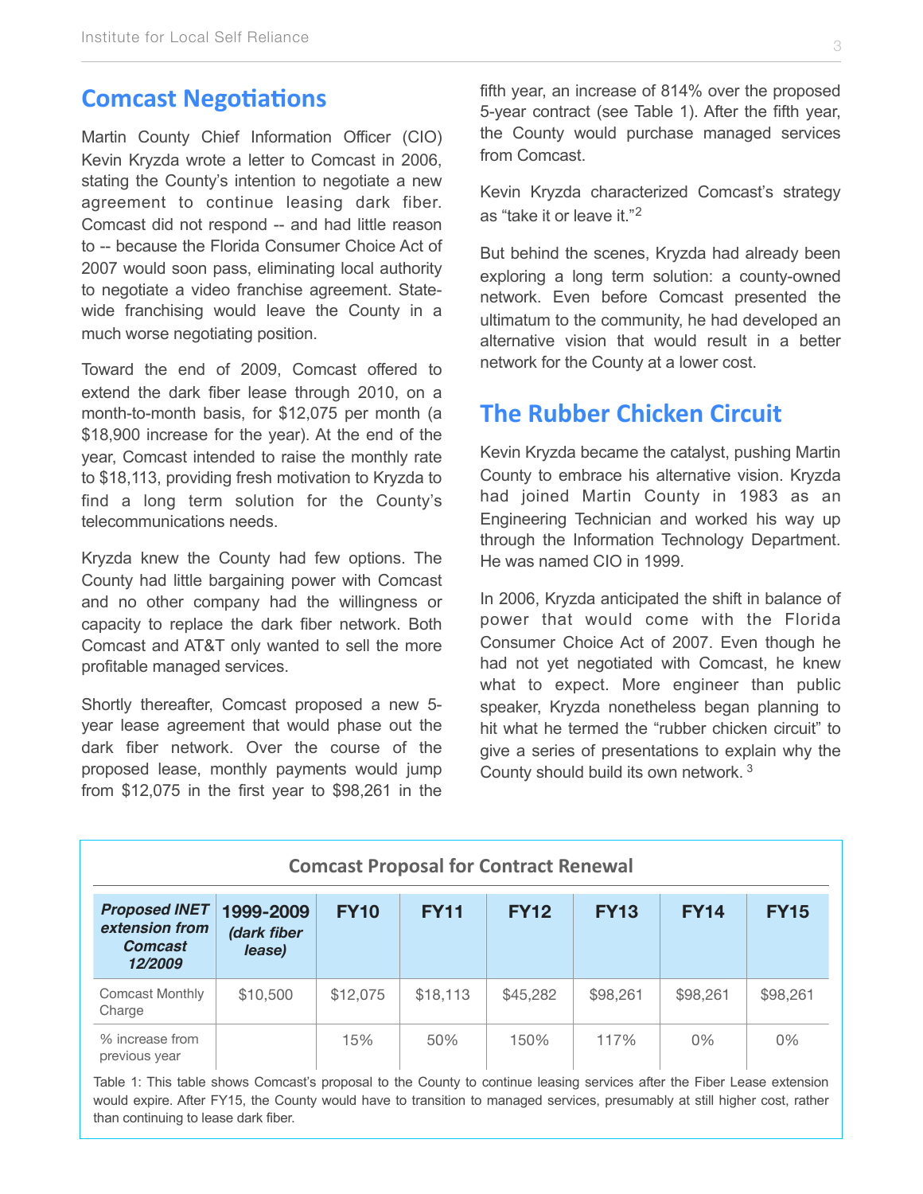## Comcast Negotiations

Martin County Chief Information Officer (CIO) Kevin Kryzda wrote a letter to Comcast in 2006, stating the County's intention to negotiate a new agreement to continue leasing dark fiber. Comcast did not respond -- and had little reason to -- because the Florida Consumer Choice Act of 2007 would soon pass, eliminating local authority to negotiate a video franchise agreement. Statewide franchising would leave the County in a much worse negotiating position.

Toward the end of 2009, Comcast offered to extend the dark fiber lease through 2010, on a month-to-month basis, for $12,075 per month (a $18,900 increase for the year). At the end of the year, Comcast intended to raise the monthly rate to $18,113, providing fresh motivation to Kryzda to find a long term solution for the County's telecommunications needs.

Kryzda knew the County had few options. The County had little bargaining power with Comcast and no other company had the willingness or capacity to replace the dark fiber network. Both Comcast and AT&T only wanted to sell the more profitable managed services.

Shortly thereafter, Comcast proposed a new 5-year lease agreement that would phase out the dark fiber network. Over the course of the proposed lease, monthly payments would jump from $12,075 in the first year to $98,261 in the fifth year, an increase of 814% over the proposed 5-year contract (see Table 1). After the fifth year, the County would purchase managed services from Comcast.

Kevin Kryzda characterized Comcast's strategy as "take it or leave it."[2]

But behind the scenes, Kryzda had already been exploring a long term solution: a county-owned network. Even before Comcast presented the ultimatum to the community, he had developed an alternative vision that would result in a better network for the County at a lower cost.

## The Rubber Chicken Circuit

Kevin Kryzda became the catalyst, pushing Martin County to embrace his alternative vision. Kryzda had joined Martin County in 1983 as an Engineering Technician and worked his way up through the Information Technology Department. He was named CIO in 1999.

In 2006, Kryzda anticipated the shift in balance of power that would come with the Florida Consumer Choice Act of 2007. Even though he had not yet negotiated with Comcast, he knew what to expect. More engineer than public speaker, Kryzda nonetheless began planning to hit what he termed the "rubber chicken circuit" to give a series of presentations to explain why the County should build its own network. [3]

**Comcast Proposal for Contract Renewal**

| *Proposed INET extension from Comcast 12/2009* | 1999-2009 *(dark fiber lease)* | FY10 | FY11 | FY12 | FY13 | FY14 | FY15 |
|---|---|---|---|---|---|---|---|
| Comcast Monthly Charge | $10,500 | $12,075 | $18,113 | $45,282 | $98,261 | $98,261 | $98,261 |
| % increase from previous year | | 15% | 50% | 150% | 117% | 0% | 0% |

Table 1: This table shows Comcast's proposal to the County to continue leasing services after the Fiber Lease extension would expire. After FY15, the County would have to transition to managed services, presumably at still higher cost, rather than continuing to lease dark fiber.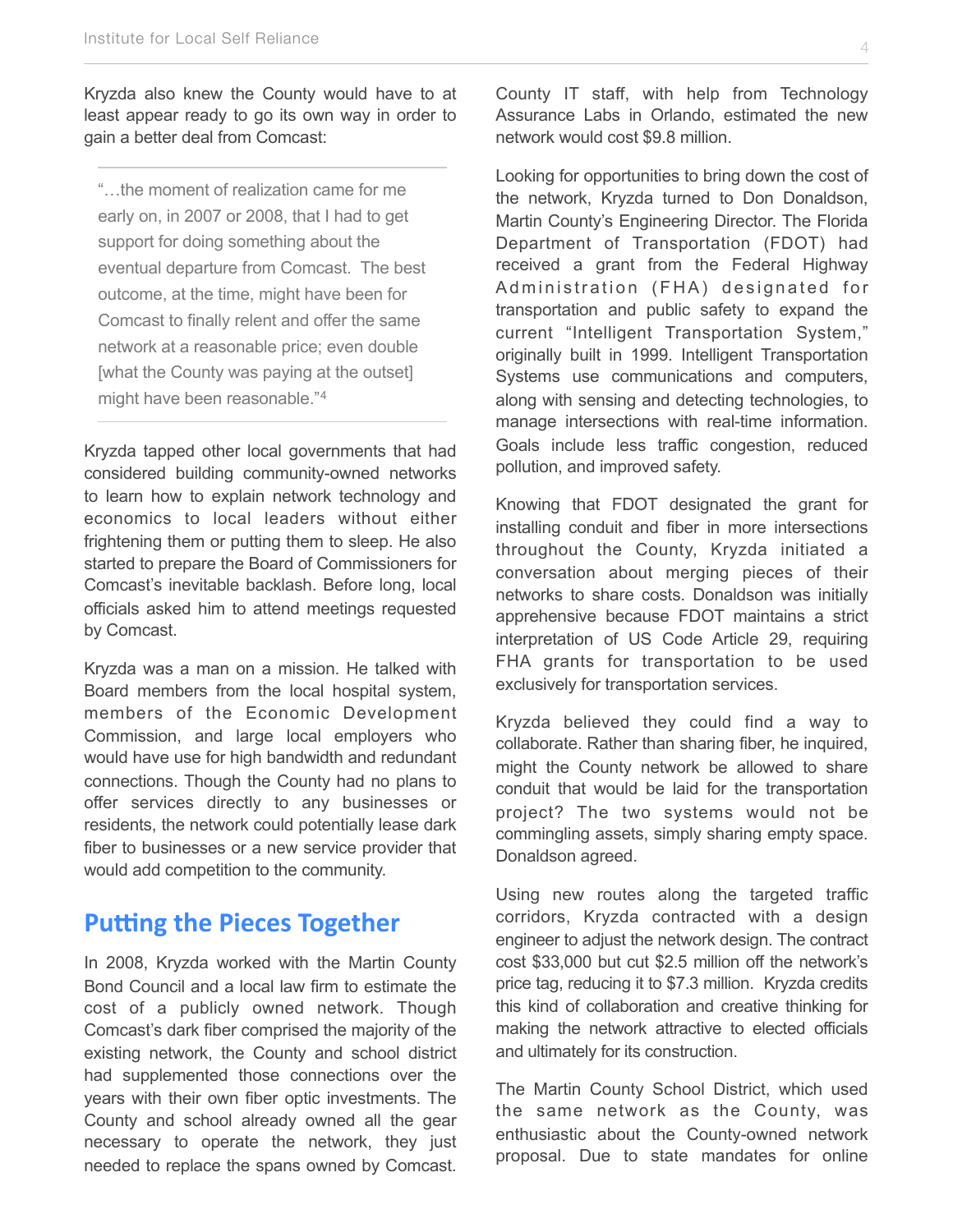Kryzda also knew the County would have to at least appear ready to go its own way in order to gain a better deal from Comcast:

> "…the moment of realization came for me early on, in 2007 or 2008, that I had to get support for doing something about the eventual departure from Comcast. The best outcome, at the time, might have been for Comcast to finally relent and offer the same network at a reasonable price; even double [what the County was paying at the outset] might have been reasonable."[4]

Kryzda tapped other local governments that had considered building community-owned networks to learn how to explain network technology and economics to local leaders without either frightening them or putting them to sleep. He also started to prepare the Board of Commissioners for Comcast's inevitable backlash. Before long, local officials asked him to attend meetings requested by Comcast.

Kryzda was a man on a mission. He talked with Board members from the local hospital system, members of the Economic Development Commission, and large local employers who would have use for high bandwidth and redundant connections. Though the County had no plans to offer services directly to any businesses or residents, the network could potentially lease dark fiber to businesses or a new service provider that would add competition to the community.

## Putting the Pieces Together

In 2008, Kryzda worked with the Martin County Bond Council and a local law firm to estimate the cost of a publicly owned network. Though Comcast's dark fiber comprised the majority of the existing network, the County and school district had supplemented those connections over the years with their own fiber optic investments. The County and school already owned all the gear necessary to operate the network, they just needed to replace the spans owned by Comcast. County IT staff, with help from Technology Assurance Labs in Orlando, estimated the new network would cost $9.8 million.

Looking for opportunities to bring down the cost of the network, Kryzda turned to Don Donaldson, Martin County's Engineering Director. The Florida Department of Transportation (FDOT) had received a grant from the Federal Highway Administration (FHA) designated for transportation and public safety to expand the current "Intelligent Transportation System," originally built in 1999. Intelligent Transportation Systems use communications and computers, along with sensing and detecting technologies, to manage intersections with real-time information. Goals include less traffic congestion, reduced pollution, and improved safety.

Knowing that FDOT designated the grant for installing conduit and fiber in more intersections throughout the County, Kryzda initiated a conversation about merging pieces of their networks to share costs. Donaldson was initially apprehensive because FDOT maintains a strict interpretation of US Code Article 29, requiring FHA grants for transportation to be used exclusively for transportation services.

Kryzda believed they could find a way to collaborate. Rather than sharing fiber, he inquired, might the County network be allowed to share conduit that would be laid for the transportation project? The two systems would not be commingling assets, simply sharing empty space. Donaldson agreed.

Using new routes along the targeted traffic corridors, Kryzda contracted with a design engineer to adjust the network design. The contract cost $33,000 but cut $2.5 million off the network's price tag, reducing it to $7.3 million. Kryzda credits this kind of collaboration and creative thinking for making the network attractive to elected officials and ultimately for its construction.

The Martin County School District, which used the same network as the County, was enthusiastic about the County-owned network proposal. Due to state mandates for online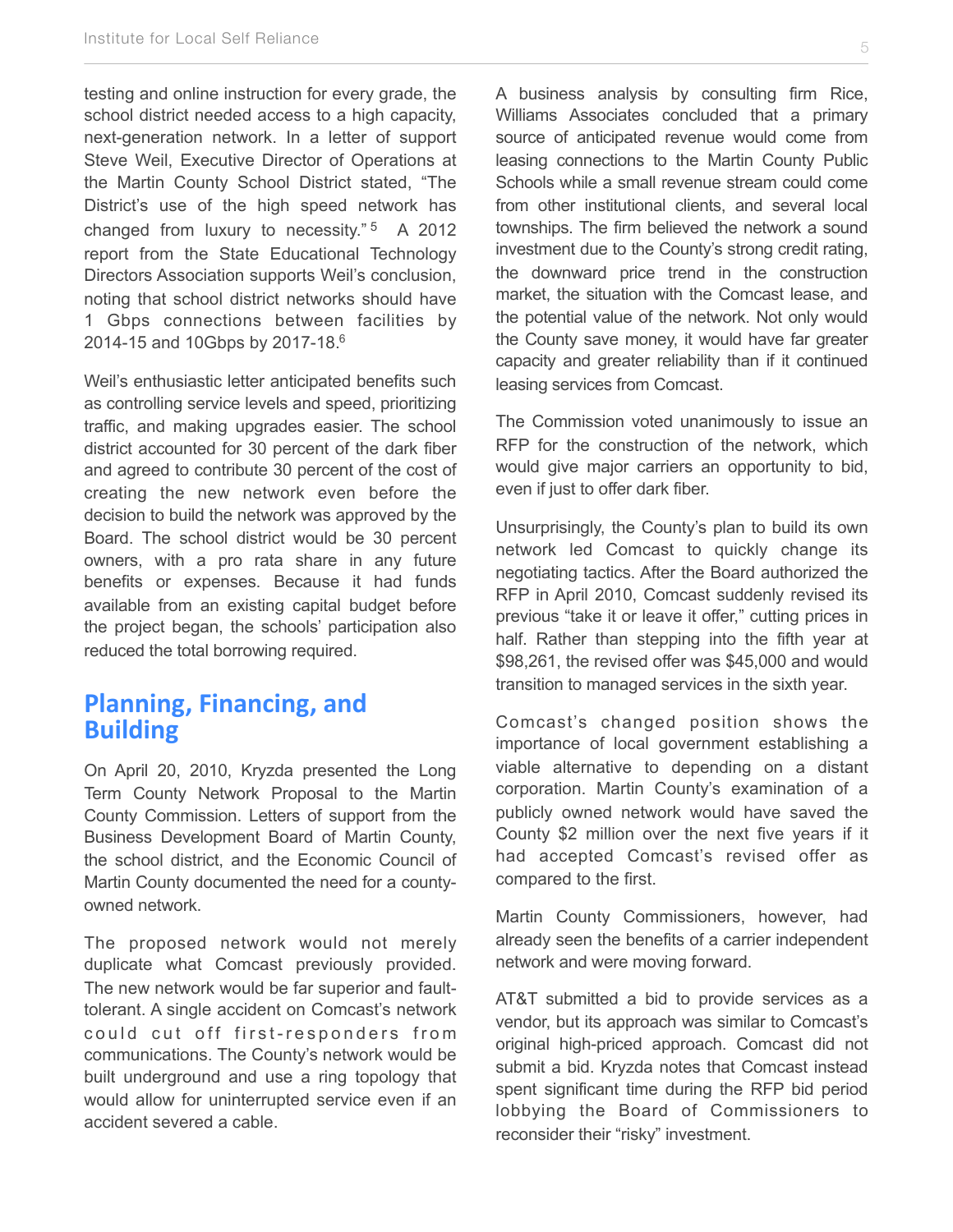testing and online instruction for every grade, the school district needed access to a high capacity, next-generation network. In a letter of support Steve Weil, Executive Director of Operations at the Martin County School District stated, "The District's use of the high speed network has changed from luxury to necessity."[5] A 2012 report from the State Educational Technology Directors Association supports Weil's conclusion, noting that school district networks should have 1 Gbps connections between facilities by 2014-15 and 10Gbps by 2017-18.[6]

Weil's enthusiastic letter anticipated benefits such as controlling service levels and speed, prioritizing traffic, and making upgrades easier. The school district accounted for 30 percent of the dark fiber and agreed to contribute 30 percent of the cost of creating the new network even before the decision to build the network was approved by the Board. The school district would be 30 percent owners, with a pro rata share in any future benefits or expenses. Because it had funds available from an existing capital budget before the project began, the schools' participation also reduced the total borrowing required.

## Planning, Financing, and Building

On April 20, 2010, Kryzda presented the Long Term County Network Proposal to the Martin County Commission. Letters of support from the Business Development Board of Martin County, the school district, and the Economic Council of Martin County documented the need for a county-owned network.

The proposed network would not merely duplicate what Comcast previously provided. The new network would be far superior and fault-tolerant. A single accident on Comcast's network could cut off first-responders from communications. The County's network would be built underground and use a ring topology that would allow for uninterrupted service even if an accident severed a cable.

A business analysis by consulting firm Rice, Williams Associates concluded that a primary source of anticipated revenue would come from leasing connections to the Martin County Public Schools while a small revenue stream could come from other institutional clients, and several local townships. The firm believed the network a sound investment due to the County's strong credit rating, the downward price trend in the construction market, the situation with the Comcast lease, and the potential value of the network. Not only would the County save money, it would have far greater capacity and greater reliability than if it continued leasing services from Comcast.

The Commission voted unanimously to issue an RFP for the construction of the network, which would give major carriers an opportunity to bid, even if just to offer dark fiber.

Unsurprisingly, the County's plan to build its own network led Comcast to quickly change its negotiating tactics. After the Board authorized the RFP in April 2010, Comcast suddenly revised its previous "take it or leave it offer," cutting prices in half. Rather than stepping into the fifth year at $98,261, the revised offer was $45,000 and would transition to managed services in the sixth year.

Comcast's changed position shows the importance of local government establishing a viable alternative to depending on a distant corporation. Martin County's examination of a publicly owned network would have saved the County $2 million over the next five years if it had accepted Comcast's revised offer as compared to the first.

Martin County Commissioners, however, had already seen the benefits of a carrier independent network and were moving forward.

AT&T submitted a bid to provide services as a vendor, but its approach was similar to Comcast's original high-priced approach. Comcast did not submit a bid. Kryzda notes that Comcast instead spent significant time during the RFP bid period lobbying the Board of Commissioners to reconsider their "risky" investment.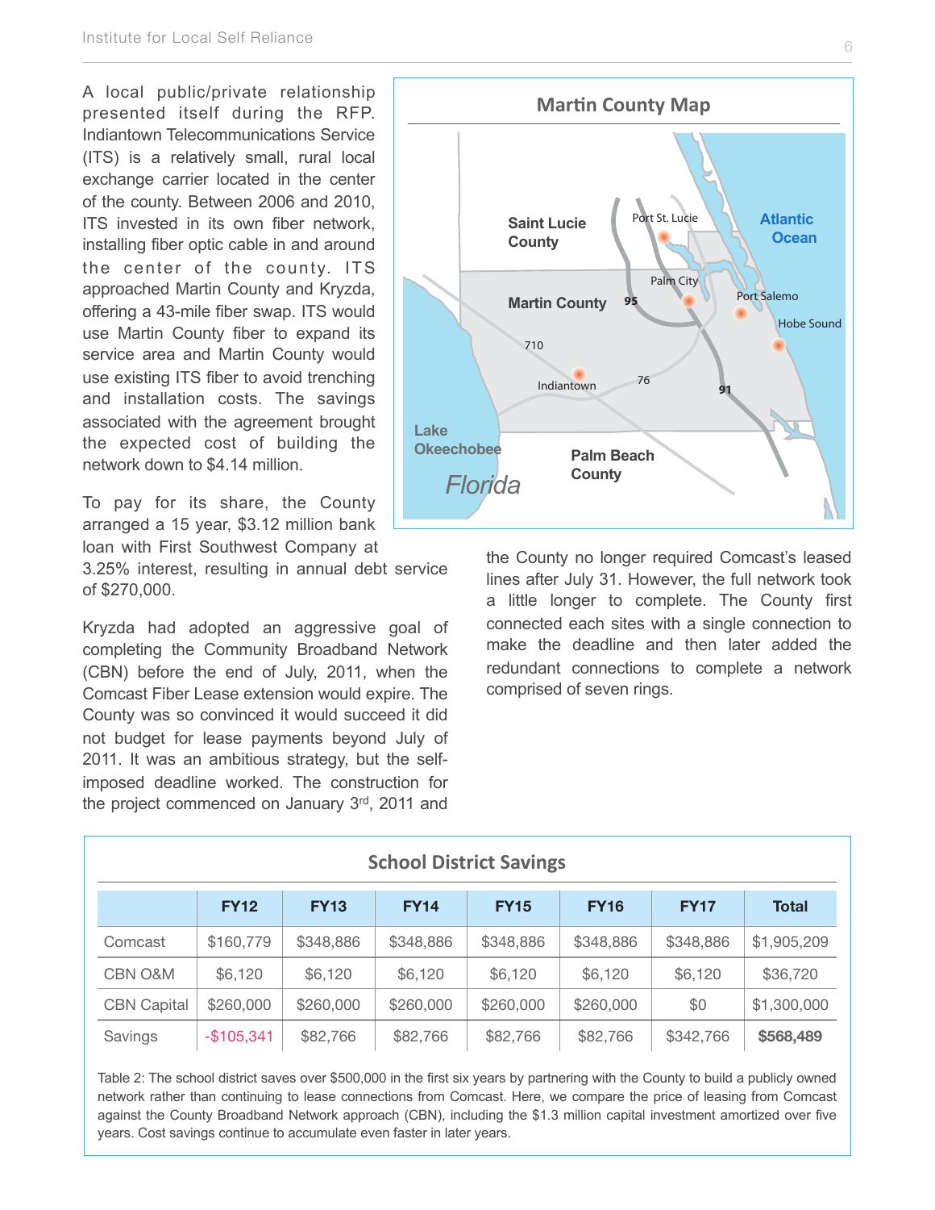A local public/private relationship presented itself during the RFP. Indiantown Telecommunications Service (ITS) is a relatively small, rural local exchange carrier located in the center of the county. Between 2006 and 2010, ITS invested in its own fiber network, installing fiber optic cable in and around the center of the county. ITS approached Martin County and Kryzda, offering a 43-mile fiber swap. ITS would use Martin County fiber to expand its service area and Martin County would use existing ITS fiber to avoid trenching and installation costs. The savings associated with the agreement brought the expected cost of building the network down to $4.14 million.

To pay for its share, the County arranged a 15 year, $3.12 million bank loan with First Southwest Company at 3.25% interest, resulting in annual debt service of $270,000.

Kryzda had adopted an aggressive goal of completing the Community Broadband Network (CBN) before the end of July, 2011, when the Comcast Fiber Lease extension would expire. The County was so convinced it would succeed it did not budget for lease payments beyond July of 2011. It was an ambitious strategy, but the self-imposed deadline worked. The construction for the project commenced on January 3rd, 2011 and the County no longer required Comcast's leased lines after July 31. However, the full network took a little longer to complete. The County first connected each sites with a single connection to make the deadline and then later added the redundant connections to complete a network comprised of seven rings.

**Martin County Map**

Saint Lucie County | Port St. Lucie | Atlantic Ocean | Martin County | 95 | Palm City | Port Salemo | Hobe Sound | 710 | Indiantown | 76 | 91 | Lake Okeechobee | Palm Beach County | Florida

### School District Savings

| | FY12 | FY13 | FY14 | FY15 | FY16 | FY17 | Total |
|---|---|---|---|---|---|---|---|
| Comcast | $160,779 | $348,886 | $348,886 | $348,886 | $348,886 | $348,886 | $1,905,209 |
| CBN O&M | $6,120 | $6,120 | $6,120 | $6,120 | $6,120 | $6,120 | $36,720 |
| CBN Capital | $260,000 | $260,000 | $260,000 | $260,000 | $260,000 | $0 | $1,300,000 |
| Savings | -$105,341 | $82,766 | $82,766 | $82,766 | $82,766 | $342,766 | **$568,489** |

Table 2: The school district saves over $500,000 in the first six years by partnering with the County to build a publicly owned network rather than continuing to lease connections from Comcast. Here, we compare the price of leasing from Comcast against the County Broadband Network approach (CBN), including the $1.3 million capital investment amortized over five years. Cost savings continue to accumulate even faster in later years.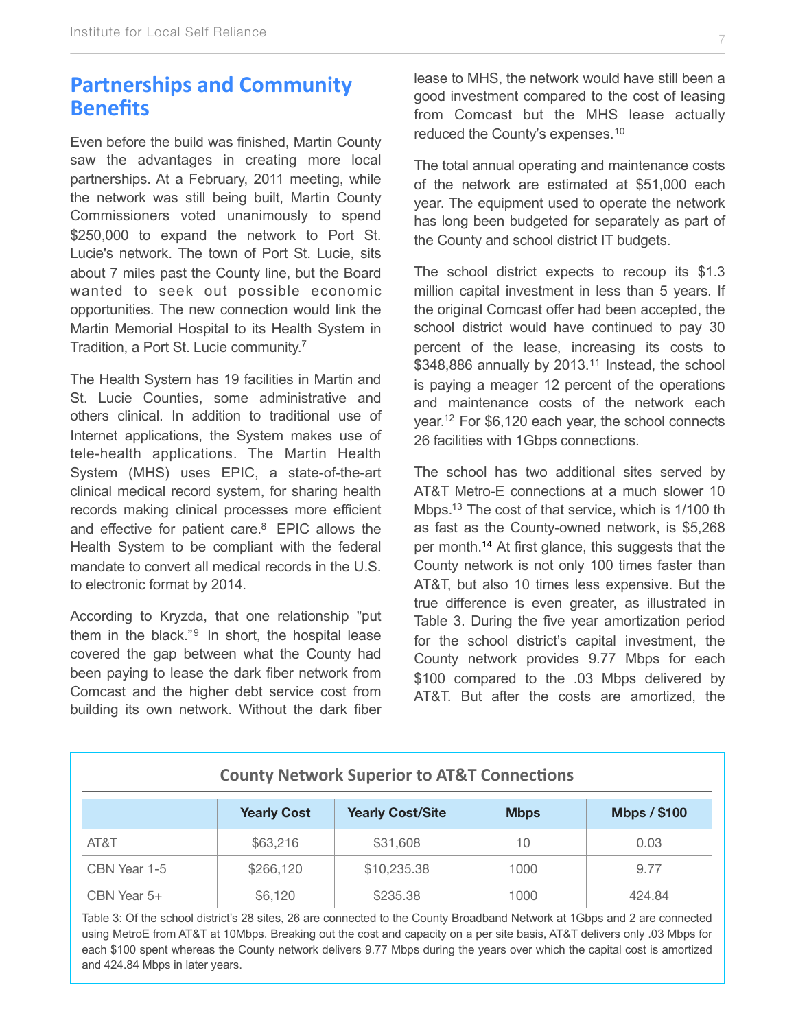## Partnerships and Community Benefits

Even before the build was finished, Martin County saw the advantages in creating more local partnerships. At a February, 2011 meeting, while the network was still being built, Martin County Commissioners voted unanimously to spend $250,000 to expand the network to Port St. Lucie's network. The town of Port St. Lucie, sits about 7 miles past the County line, but the Board wanted to seek out possible economic opportunities. The new connection would link the Martin Memorial Hospital to its Health System in Tradition, a Port St. Lucie community.[7]

The Health System has 19 facilities in Martin and St. Lucie Counties, some administrative and others clinical. In addition to traditional use of Internet applications, the System makes use of tele-health applications. The Martin Health System (MHS) uses EPIC, a state-of-the-art clinical medical record system, for sharing health records making clinical processes more efficient and effective for patient care.[8] EPIC allows the Health System to be compliant with the federal mandate to convert all medical records in the U.S. to electronic format by 2014.

According to Kryzda, that one relationship "put them in the black."[9] In short, the hospital lease covered the gap between what the County had been paying to lease the dark fiber network from Comcast and the higher debt service cost from building its own network. Without the dark fiber lease to MHS, the network would have still been a good investment compared to the cost of leasing from Comcast but the MHS lease actually reduced the County's expenses.[10]

The total annual operating and maintenance costs of the network are estimated at $51,000 each year. The equipment used to operate the network has long been budgeted for separately as part of the County and school district IT budgets.

The school district expects to recoup its $1.3 million capital investment in less than 5 years. If the original Comcast offer had been accepted, the school district would have continued to pay 30 percent of the lease, increasing its costs to $348,886 annually by 2013.[11] Instead, the school is paying a meager 12 percent of the operations and maintenance costs of the network each year.[12] For $6,120 each year, the school connects 26 facilities with 1Gbps connections.

The school has two additional sites served by AT&T Metro-E connections at a much slower 10 Mbps.[13] The cost of that service, which is 1/100 th as fast as the County-owned network, is $5,268 per month.[14] At first glance, this suggests that the County network is not only 100 times faster than AT&T, but also 10 times less expensive. But the true difference is even greater, as illustrated in Table 3. During the five year amortization period for the school district's capital investment, the County network provides 9.77 Mbps for each $100 compared to the .03 Mbps delivered by AT&T. But after the costs are amortized, the

**County Network Superior to AT&T Connections**

| | Yearly Cost | Yearly Cost/Site | Mbps | Mbps / $100 |
|---|---|---|---|---|
| AT&T | $63,216 | $31,608 | 10 | 0.03 |
| CBN Year 1-5 | $266,120 | $10,235.38 | 1000 | 9.77 |
| CBN Year 5+ | $6,120 | $235.38 | 1000 | 424.84 |

Table 3: Of the school district's 28 sites, 26 are connected to the County Broadband Network at 1Gbps and 2 are connected using MetroE from AT&T at 10Mbps. Breaking out the cost and capacity on a per site basis, AT&T delivers only .03 Mbps for each $100 spent whereas the County network delivers 9.77 Mbps during the years over which the capital cost is amortized and 424.84 Mbps in later years.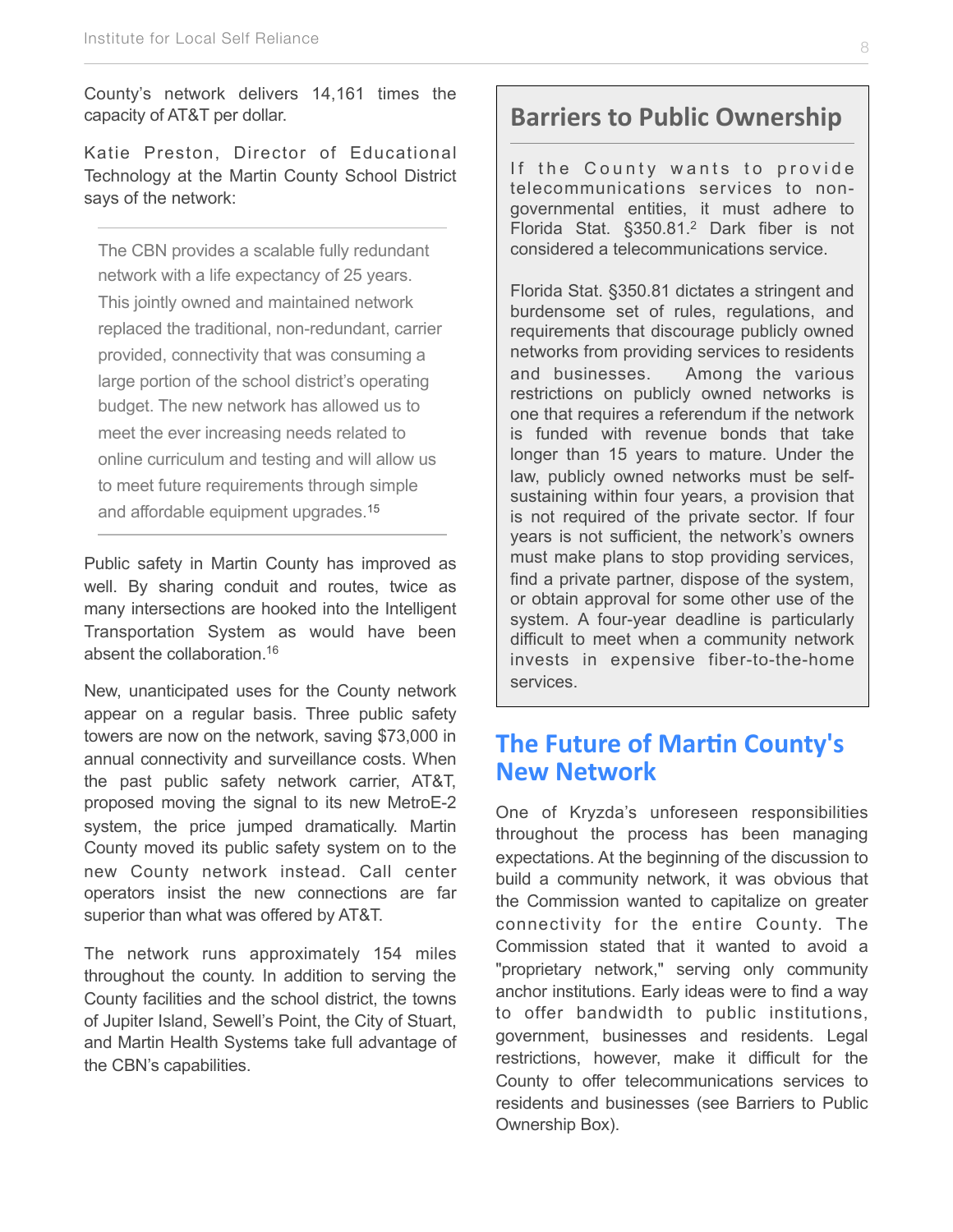County's network delivers 14,161 times the capacity of AT&T per dollar.

Katie Preston, Director of Educational Technology at the Martin County School District says of the network:

> The CBN provides a scalable fully redundant network with a life expectancy of 25 years. This jointly owned and maintained network replaced the traditional, non-redundant, carrier provided, connectivity that was consuming a large portion of the school district's operating budget. The new network has allowed us to meet the ever increasing needs related to online curriculum and testing and will allow us to meet future requirements through simple and affordable equipment upgrades.[15]

Public safety in Martin County has improved as well. By sharing conduit and routes, twice as many intersections are hooked into the Intelligent Transportation System as would have been absent the collaboration.[16]

New, unanticipated uses for the County network appear on a regular basis. Three public safety towers are now on the network, saving $73,000 in annual connectivity and surveillance costs. When the past public safety network carrier, AT&T, proposed moving the signal to its new MetroE-2 system, the price jumped dramatically. Martin County moved its public safety system on to the new County network instead. Call center operators insist the new connections are far superior than what was offered by AT&T.

The network runs approximately 154 miles throughout the county. In addition to serving the County facilities and the school district, the towns of Jupiter Island, Sewell's Point, the City of Stuart, and Martin Health Systems take full advantage of the CBN's capabilities.

## Barriers to Public Ownership

If the County wants to provide telecommunications services to non-governmental entities, it must adhere to Florida Stat. §350.81.[2] Dark fiber is not considered a telecommunications service.

Florida Stat. §350.81 dictates a stringent and burdensome set of rules, regulations, and requirements that discourage publicly owned networks from providing services to residents and businesses. Among the various restrictions on publicly owned networks is one that requires a referendum if the network is funded with revenue bonds that take longer than 15 years to mature. Under the law, publicly owned networks must be self-sustaining within four years, a provision that is not required of the private sector. If four years is not sufficient, the network's owners must make plans to stop providing services, find a private partner, dispose of the system, or obtain approval for some other use of the system. A four-year deadline is particularly difficult to meet when a community network invests in expensive fiber-to-the-home services.

## The Future of Martin County's New Network

One of Kryzda's unforeseen responsibilities throughout the process has been managing expectations. At the beginning of the discussion to build a community network, it was obvious that the Commission wanted to capitalize on greater connectivity for the entire County. The Commission stated that it wanted to avoid a "proprietary network," serving only community anchor institutions. Early ideas were to find a way to offer bandwidth to public institutions, government, businesses and residents. Legal restrictions, however, make it difficult for the County to offer telecommunications services to residents and businesses (see Barriers to Public Ownership Box).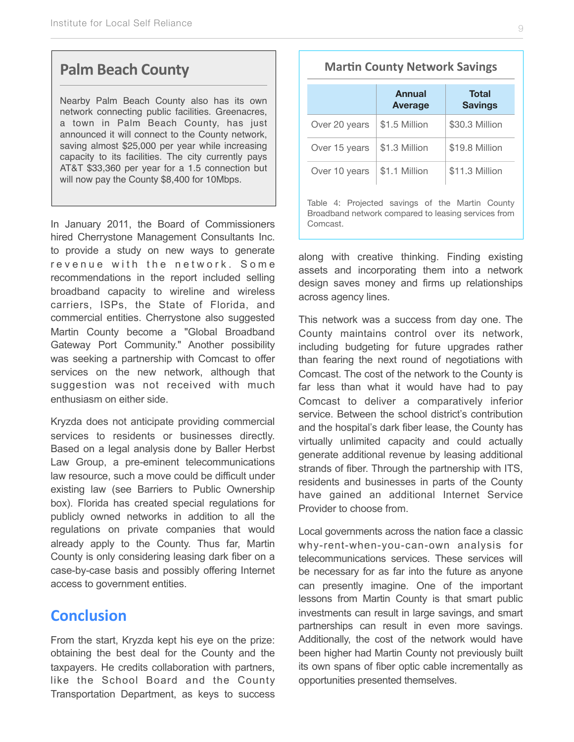## Palm Beach County

Nearby Palm Beach County also has its own network connecting public facilities. Greenacres, a town in Palm Beach County, has just announced it will connect to the County network, saving almost $25,000 per year while increasing capacity to its facilities. The city currently pays AT&T $33,360 per year for a 1.5 connection but will now pay the County $8,400 for 10Mbps.

In January 2011, the Board of Commissioners hired Cherrystone Management Consultants Inc. to provide a study on new ways to generate revenue with the network. Some recommendations in the report included selling broadband capacity to wireline and wireless carriers, ISPs, the State of Florida, and commercial entities. Cherrystone also suggested Martin County become a "Global Broadband Gateway Port Community." Another possibility was seeking a partnership with Comcast to offer services on the new network, although that suggestion was not received with much enthusiasm on either side.

Kryzda does not anticipate providing commercial services to residents or businesses directly. Based on a legal analysis done by Baller Herbst Law Group, a pre-eminent telecommunications law resource, such a move could be difficult under existing law (see Barriers to Public Ownership box). Florida has created special regulations for publicly owned networks in addition to all the regulations on private companies that would already apply to the County. Thus far, Martin County is only considering leasing dark fiber on a case-by-case basis and possibly offering Internet access to government entities.

## Conclusion

From the start, Kryzda kept his eye on the prize: obtaining the best deal for the County and the taxpayers. He credits collaboration with partners, like the School Board and the County Transportation Department, as keys to success along with creative thinking. Finding existing assets and incorporating them into a network design saves money and firms up relationships across agency lines.

**Martin County Network Savings**

| | Annual Average | Total Savings |
|---|---|---|
| Over 20 years | $1.5 Million | $30.3 Million |
| Over 15 years | $1.3 Million | $19.8 Million |
| Over 10 years | $1.1 Million | $11.3 Million |

Table 4: Projected savings of the Martin County Broadband network compared to leasing services from Comcast.

This network was a success from day one. The County maintains control over its network, including budgeting for future upgrades rather than fearing the next round of negotiations with Comcast. The cost of the network to the County is far less than what it would have had to pay Comcast to deliver a comparatively inferior service. Between the school district's contribution and the hospital's dark fiber lease, the County has virtually unlimited capacity and could actually generate additional revenue by leasing additional strands of fiber. Through the partnership with ITS, residents and businesses in parts of the County have gained an additional Internet Service Provider to choose from.

Local governments across the nation face a classic why-rent-when-you-can-own analysis for telecommunications services. These services will be necessary for as far into the future as anyone can presently imagine. One of the important lessons from Martin County is that smart public investments can result in large savings, and smart partnerships can result in even more savings. Additionally, the cost of the network would have been higher had Martin County not previously built its own spans of fiber optic cable incrementally as opportunities presented themselves.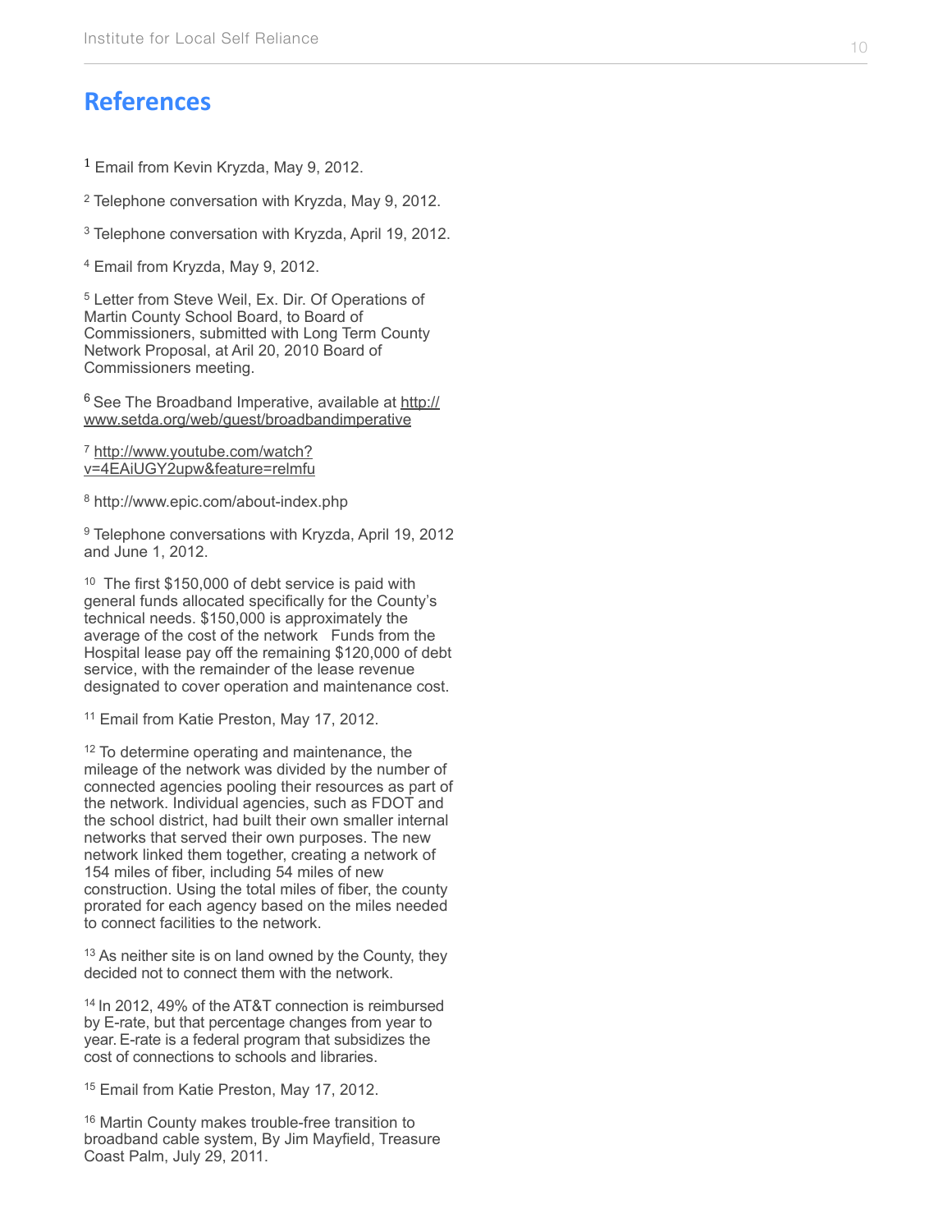# References

[1] Email from Kevin Kryzda, May 9, 2012.

[2] Telephone conversation with Kryzda, May 9, 2012.

[3] Telephone conversation with Kryzda, April 19, 2012.

[4] Email from Kryzda, May 9, 2012.

[5] Letter from Steve Weil, Ex. Dir. Of Operations of Martin County School Board, to Board of Commissioners, submitted with Long Term County Network Proposal, at Aril 20, 2010 Board of Commissioners meeting.

[6] See The Broadband Imperative, available at http://www.setda.org/web/guest/broadbandimperative

[7] http://www.youtube.com/watch?v=4EAiUGY2upw&feature=relmfu

[8] http://www.epic.com/about-index.php

[9] Telephone conversations with Kryzda, April 19, 2012 and June 1, 2012.

[10] The first $150,000 of debt service is paid with general funds allocated specifically for the County's technical needs. $150,000 is approximately the average of the cost of the network Funds from the Hospital lease pay off the remaining $120,000 of debt service, with the remainder of the lease revenue designated to cover operation and maintenance cost.

[11] Email from Katie Preston, May 17, 2012.

[12] To determine operating and maintenance, the mileage of the network was divided by the number of connected agencies pooling their resources as part of the network. Individual agencies, such as FDOT and the school district, had built their own smaller internal networks that served their own purposes. The new network linked them together, creating a network of 154 miles of fiber, including 54 miles of new construction. Using the total miles of fiber, the county prorated for each agency based on the miles needed to connect facilities to the network.

[13] As neither site is on land owned by the County, they decided not to connect them with the network.

[14] In 2012, 49% of the AT&T connection is reimbursed by E-rate, but that percentage changes from year to year. E-rate is a federal program that subsidizes the cost of connections to schools and libraries.

[15] Email from Katie Preston, May 17, 2012.

[16] Martin County makes trouble-free transition to broadband cable system, By Jim Mayfield, Treasure Coast Palm, July 29, 2011.